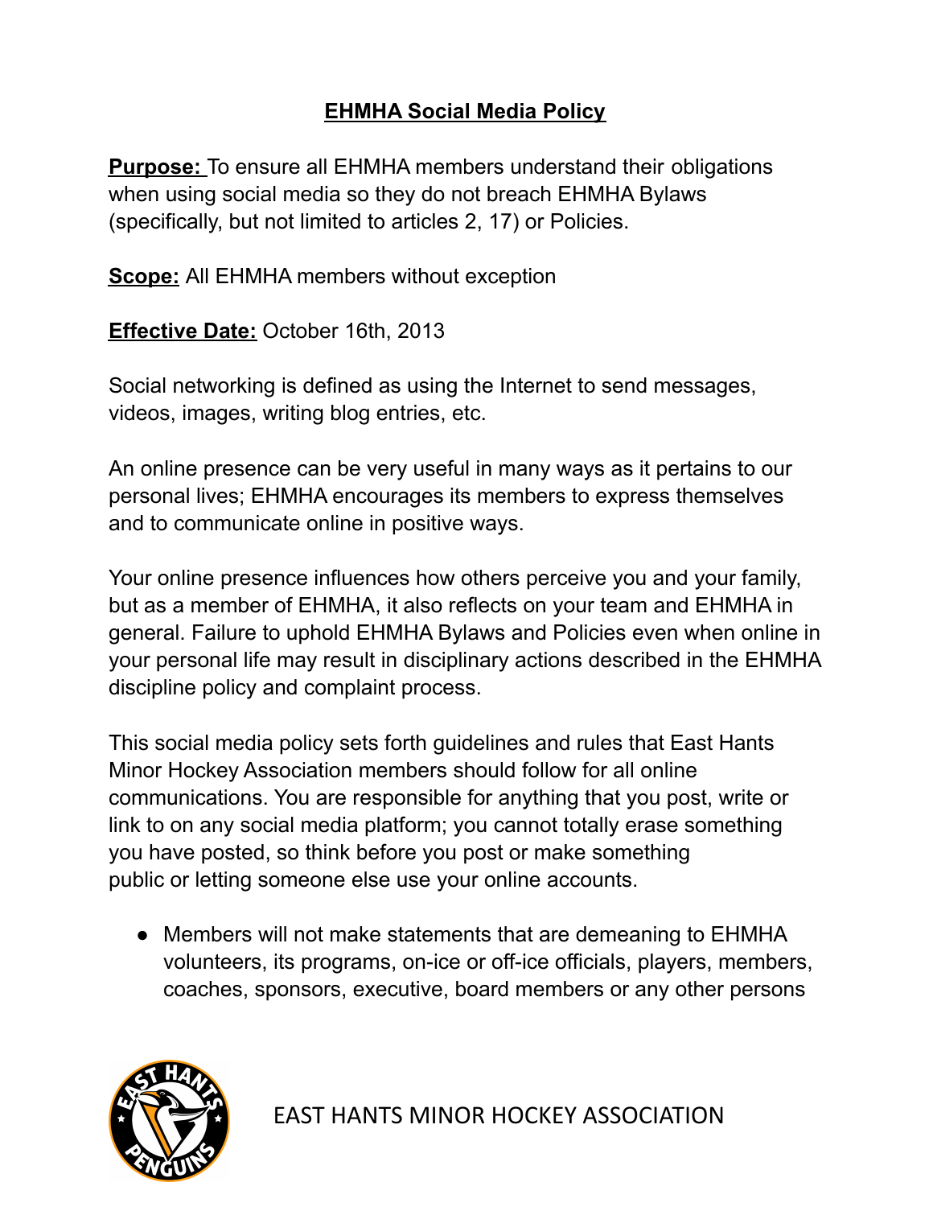# EHMHA Social Media Policy

**Purpose:** To ensure all EHMHA members understand their obligations when using social media so they do not breach EHMHA Bylaws (specifically, but not limited to articles 2, 17) or Policies.

**Scope:** All EHMHA members without exception

**Effective Date:** October 16th, 2013

Social networking is defined as using the Internet to send messages, videos, images, writing blog entries, etc.

An online presence can be very useful in many ways as it pertains to our personal lives; EHMHA encourages its members to express themselves and to communicate online in positive ways.

Your online presence influences how others perceive you and your family, but as a member of EHMHA, it also reflects on your team and EHMHA in general. Failure to uphold EHMHA Bylaws and Policies even when online in your personal life may result in disciplinary actions described in the EHMHA discipline policy and complaint process.

This social media policy sets forth guidelines and rules that East Hants Minor Hockey Association members should follow for all online communications. You are responsible for anything that you post, write or link to on any social media platform; you cannot totally erase something you have posted, so think before you post or make something public or letting someone else use your online accounts.

- Members will not make statements that are demeaning to EHMHA volunteers, its programs, on-ice or off-ice officials, players, members, coaches, sponsors, executive, board members or any other persons

EAST HANTS MINOR HOCKEY ASSOCIATION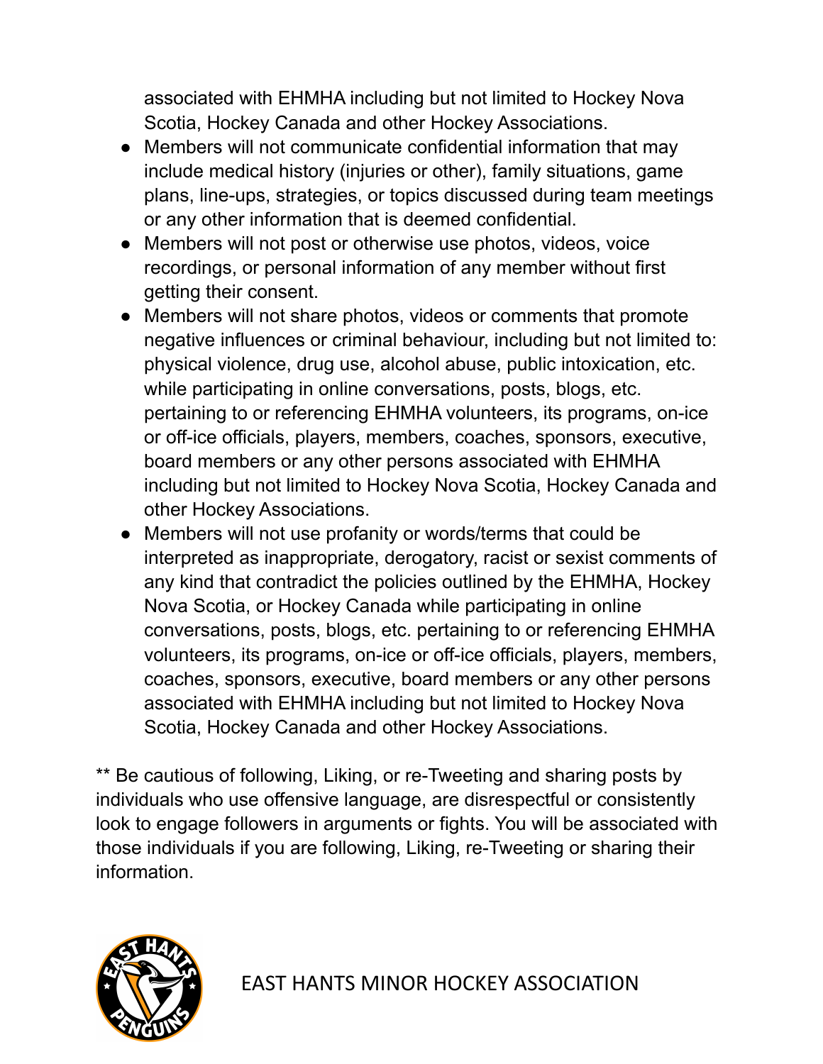associated with EHMHA including but not limited to Hockey Nova Scotia, Hockey Canada and other Hockey Associations.

- Members will not communicate confidential information that may include medical history (injuries or other), family situations, game plans, line-ups, strategies, or topics discussed during team meetings or any other information that is deemed confidential.
- Members will not post or otherwise use photos, videos, voice recordings, or personal information of any member without first getting their consent.
- Members will not share photos, videos or comments that promote negative influences or criminal behaviour, including but not limited to: physical violence, drug use, alcohol abuse, public intoxication, etc. while participating in online conversations, posts, blogs, etc. pertaining to or referencing EHMHA volunteers, its programs, on-ice or off-ice officials, players, members, coaches, sponsors, executive, board members or any other persons associated with EHMHA including but not limited to Hockey Nova Scotia, Hockey Canada and other Hockey Associations.
- Members will not use profanity or words/terms that could be interpreted as inappropriate, derogatory, racist or sexist comments of any kind that contradict the policies outlined by the EHMHA, Hockey Nova Scotia, or Hockey Canada while participating in online conversations, posts, blogs, etc. pertaining to or referencing EHMHA volunteers, its programs, on-ice or off-ice officials, players, members, coaches, sponsors, executive, board members or any other persons associated with EHMHA including but not limited to Hockey Nova Scotia, Hockey Canada and other Hockey Associations.

** Be cautious of following, Liking, or re-Tweeting and sharing posts by individuals who use offensive language, are disrespectful or consistently look to engage followers in arguments or fights. You will be associated with those individuals if you are following, Liking, re-Tweeting or sharing their information.

EAST HANTS MINOR HOCKEY ASSOCIATION